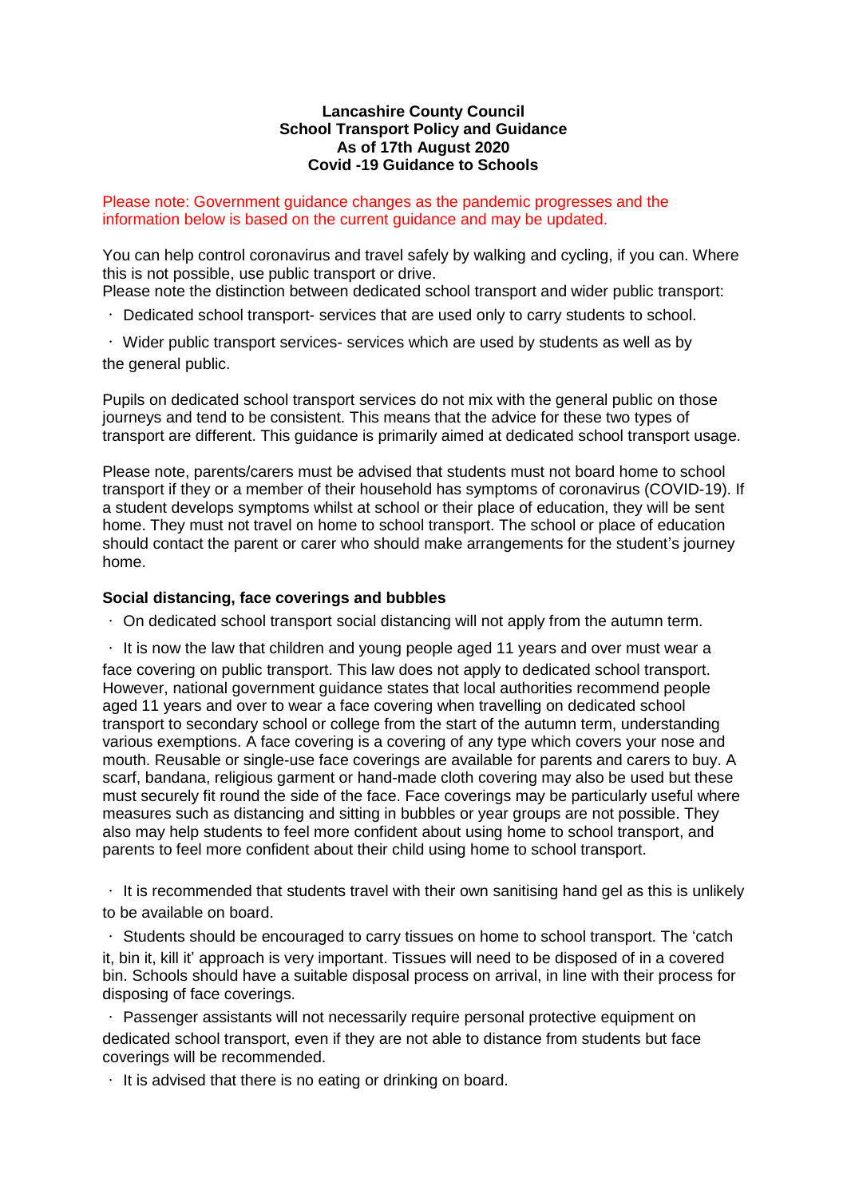**Lancashire County Council**
**School Transport Policy and Guidance**
**As of 17th August 2020**
**Covid -19 Guidance to Schools**

Please note: Government guidance changes as the pandemic progresses and the information below is based on the current guidance and may be updated.

You can help control coronavirus and travel safely by walking and cycling, if you can. Where this is not possible, use public transport or drive.
Please note the distinction between dedicated school transport and wider public transport:

- Dedicated school transport- services that are used only to carry students to school.
- Wider public transport services- services which are used by students as well as by the general public.

Pupils on dedicated school transport services do not mix with the general public on those journeys and tend to be consistent. This means that the advice for these two types of transport are different. This guidance is primarily aimed at dedicated school transport usage.

Please note, parents/carers must be advised that students must not board home to school transport if they or a member of their household has symptoms of coronavirus (COVID-19). If a student develops symptoms whilst at school or their place of education, they will be sent home. They must not travel on home to school transport. The school or place of education should contact the parent or carer who should make arrangements for the student's journey home.

**Social distancing, face coverings and bubbles**

- On dedicated school transport social distancing will not apply from the autumn term.
- It is now the law that children and young people aged 11 years and over must wear a face covering on public transport. This law does not apply to dedicated school transport. However, national government guidance states that local authorities recommend people aged 11 years and over to wear a face covering when travelling on dedicated school transport to secondary school or college from the start of the autumn term, understanding various exemptions. A face covering is a covering of any type which covers your nose and mouth. Reusable or single-use face coverings are available for parents and carers to buy. A scarf, bandana, religious garment or hand-made cloth covering may also be used but these must securely fit round the side of the face. Face coverings may be particularly useful where measures such as distancing and sitting in bubbles or year groups are not possible. They also may help students to feel more confident about using home to school transport, and parents to feel more confident about their child using home to school transport.
- It is recommended that students travel with their own sanitising hand gel as this is unlikely to be available on board.
- Students should be encouraged to carry tissues on home to school transport. The 'catch it, bin it, kill it' approach is very important. Tissues will need to be disposed of in a covered bin. Schools should have a suitable disposal process on arrival, in line with their process for disposing of face coverings.
- Passenger assistants will not necessarily require personal protective equipment on dedicated school transport, even if they are not able to distance from students but face coverings will be recommended.
- It is advised that there is no eating or drinking on board.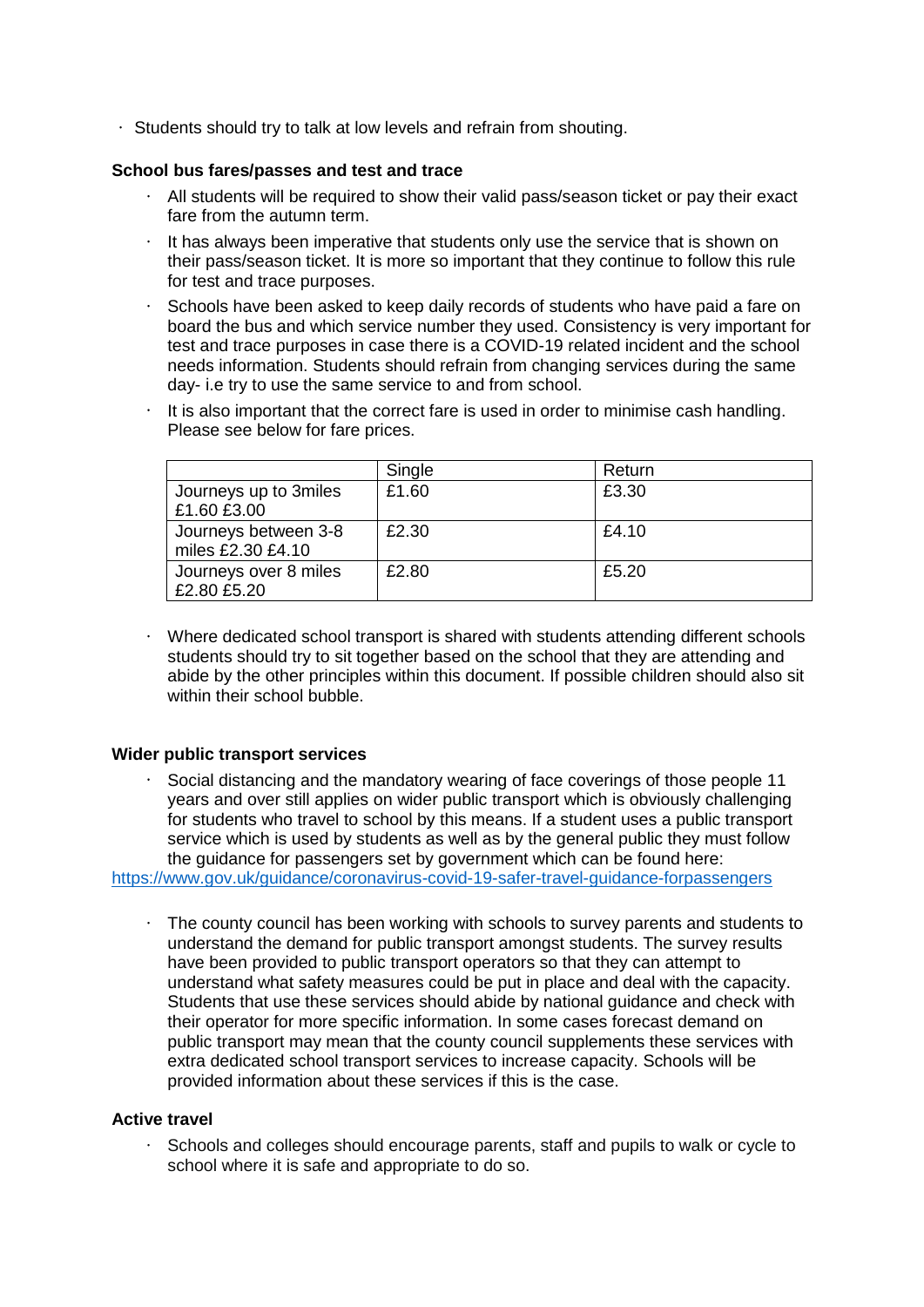- Students should try to talk at low levels and refrain from shouting.

**School bus fares/passes and test and trace**

- All students will be required to show their valid pass/season ticket or pay their exact fare from the autumn term.
- It has always been imperative that students only use the service that is shown on their pass/season ticket. It is more so important that they continue to follow this rule for test and trace purposes.
- Schools have been asked to keep daily records of students who have paid a fare on board the bus and which service number they used. Consistency is very important for test and trace purposes in case there is a COVID-19 related incident and the school needs information. Students should refrain from changing services during the same day- i.e try to use the same service to and from school.
- It is also important that the correct fare is used in order to minimise cash handling. Please see below for fare prices.

| | Single | Return |
|---|---|---|
| Journeys up to 3miles £1.60 £3.00 | £1.60 | £3.30 |
| Journeys between 3-8 miles £2.30 £4.10 | £2.30 | £4.10 |
| Journeys over 8 miles £2.80 £5.20 | £2.80 | £5.20 |

- Where dedicated school transport is shared with students attending different schools students should try to sit together based on the school that they are attending and abide by the other principles within this document. If possible children should also sit within their school bubble.

**Wider public transport services**

- Social distancing and the mandatory wearing of face coverings of those people 11 years and over still applies on wider public transport which is obviously challenging for students who travel to school by this means. If a student uses a public transport service which is used by students as well as by the general public they must follow the guidance for passengers set by government which can be found here:

https://www.gov.uk/guidance/coronavirus-covid-19-safer-travel-guidance-forpassengers

- The county council has been working with schools to survey parents and students to understand the demand for public transport amongst students. The survey results have been provided to public transport operators so that they can attempt to understand what safety measures could be put in place and deal with the capacity. Students that use these services should abide by national guidance and check with their operator for more specific information. In some cases forecast demand on public transport may mean that the county council supplements these services with extra dedicated school transport services to increase capacity. Schools will be provided information about these services if this is the case.

**Active travel**

- Schools and colleges should encourage parents, staff and pupils to walk or cycle to school where it is safe and appropriate to do so.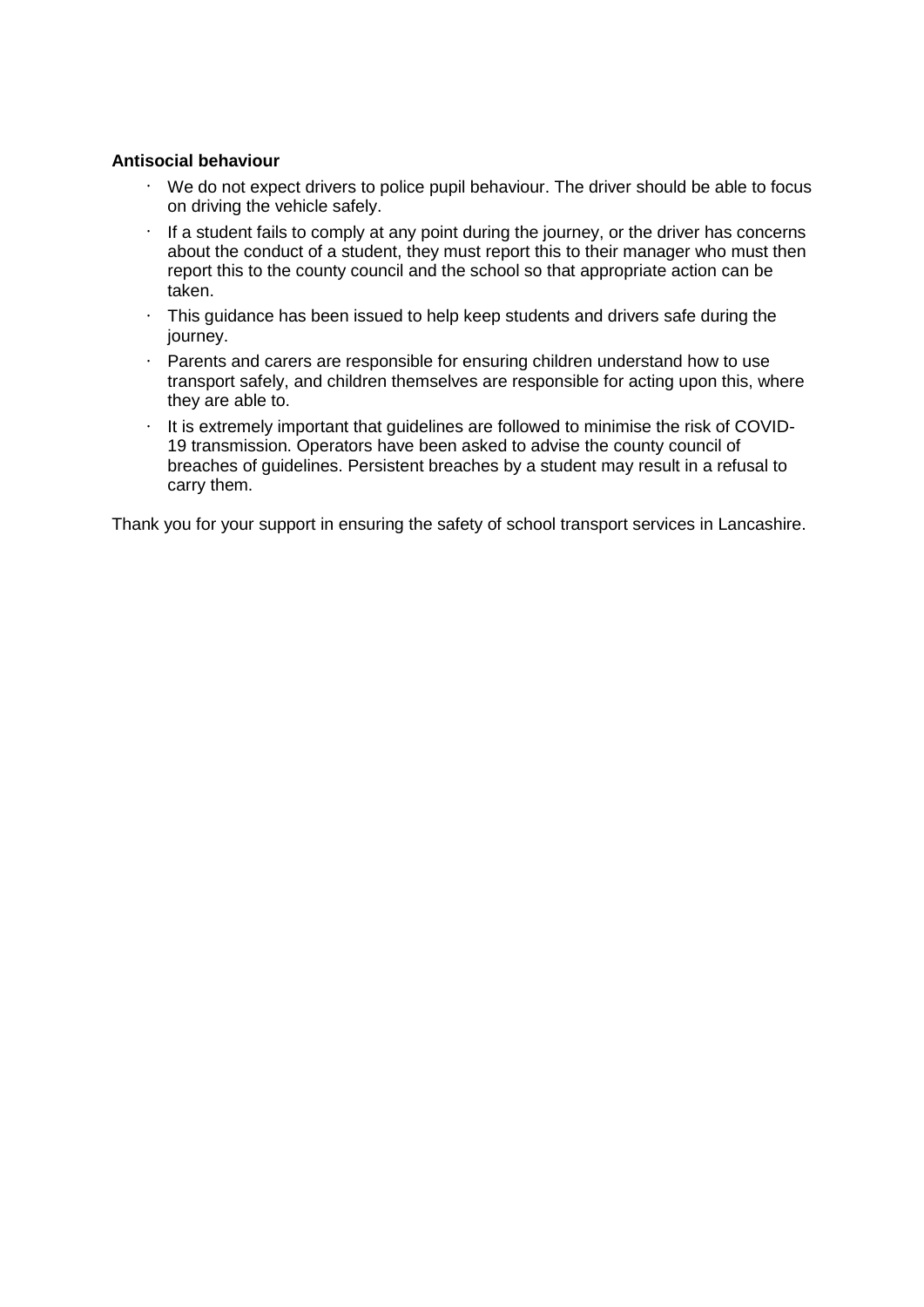**Antisocial behaviour**

- We do not expect drivers to police pupil behaviour. The driver should be able to focus on driving the vehicle safely.
- If a student fails to comply at any point during the journey, or the driver has concerns about the conduct of a student, they must report this to their manager who must then report this to the county council and the school so that appropriate action can be taken.
- This guidance has been issued to help keep students and drivers safe during the journey.
- Parents and carers are responsible for ensuring children understand how to use transport safely, and children themselves are responsible for acting upon this, where they are able to.
- It is extremely important that guidelines are followed to minimise the risk of COVID-19 transmission. Operators have been asked to advise the county council of breaches of guidelines. Persistent breaches by a student may result in a refusal to carry them.

Thank you for your support in ensuring the safety of school transport services in Lancashire.